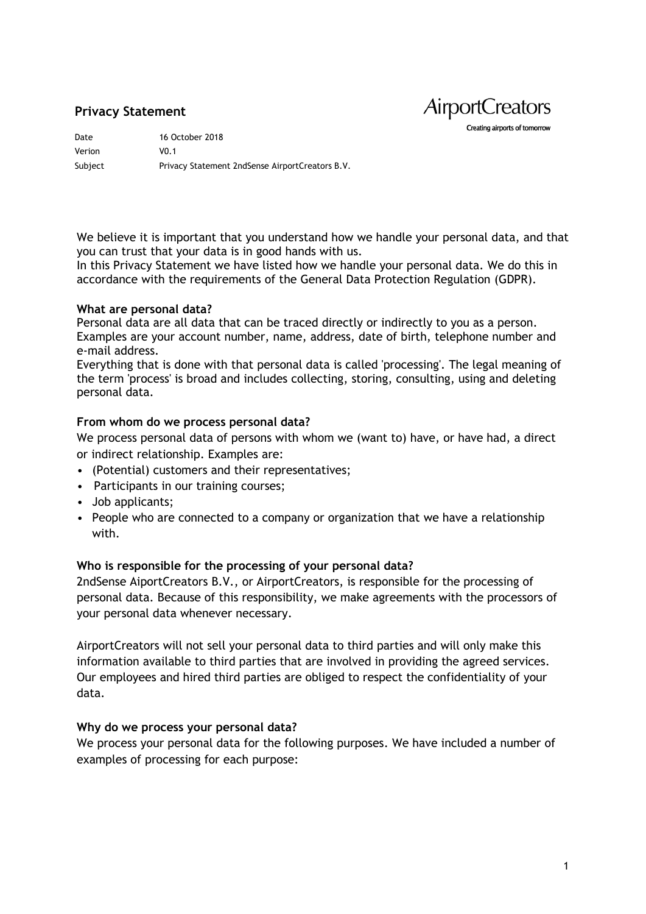## Privacy Statement

AirportCreators

Creating airports of tomorrow

| | |
|---|---|
| Date | 16 October 2018 |
| Verion | V0.1 |
| Subject | Privacy Statement 2ndSense AirportCreators B.V. |

We believe it is important that you understand how we handle your personal data, and that you can trust that your data is in good hands with us.
In this Privacy Statement we have listed how we handle your personal data. We do this in accordance with the requirements of the General Data Protection Regulation (GDPR).

**What are personal data?**
Personal data are all data that can be traced directly or indirectly to you as a person. Examples are your account number, name, address, date of birth, telephone number and e-mail address.
Everything that is done with that personal data is called 'processing'. The legal meaning of the term 'process' is broad and includes collecting, storing, consulting, using and deleting personal data.

**From whom do we process personal data?**
We process personal data of persons with whom we (want to) have, or have had, a direct or indirect relationship. Examples are:

- (Potential) customers and their representatives;
- Participants in our training courses;
- Job applicants;
- People who are connected to a company or organization that we have a relationship with.

**Who is responsible for the processing of your personal data?**
2ndSense AiportCreators B.V., or AirportCreators, is responsible for the processing of personal data. Because of this responsibility, we make agreements with the processors of your personal data whenever necessary.

AirportCreators will not sell your personal data to third parties and will only make this information available to third parties that are involved in providing the agreed services. Our employees and hired third parties are obliged to respect the confidentiality of your data.

**Why do we process your personal data?**
We process your personal data for the following purposes. We have included a number of examples of processing for each purpose: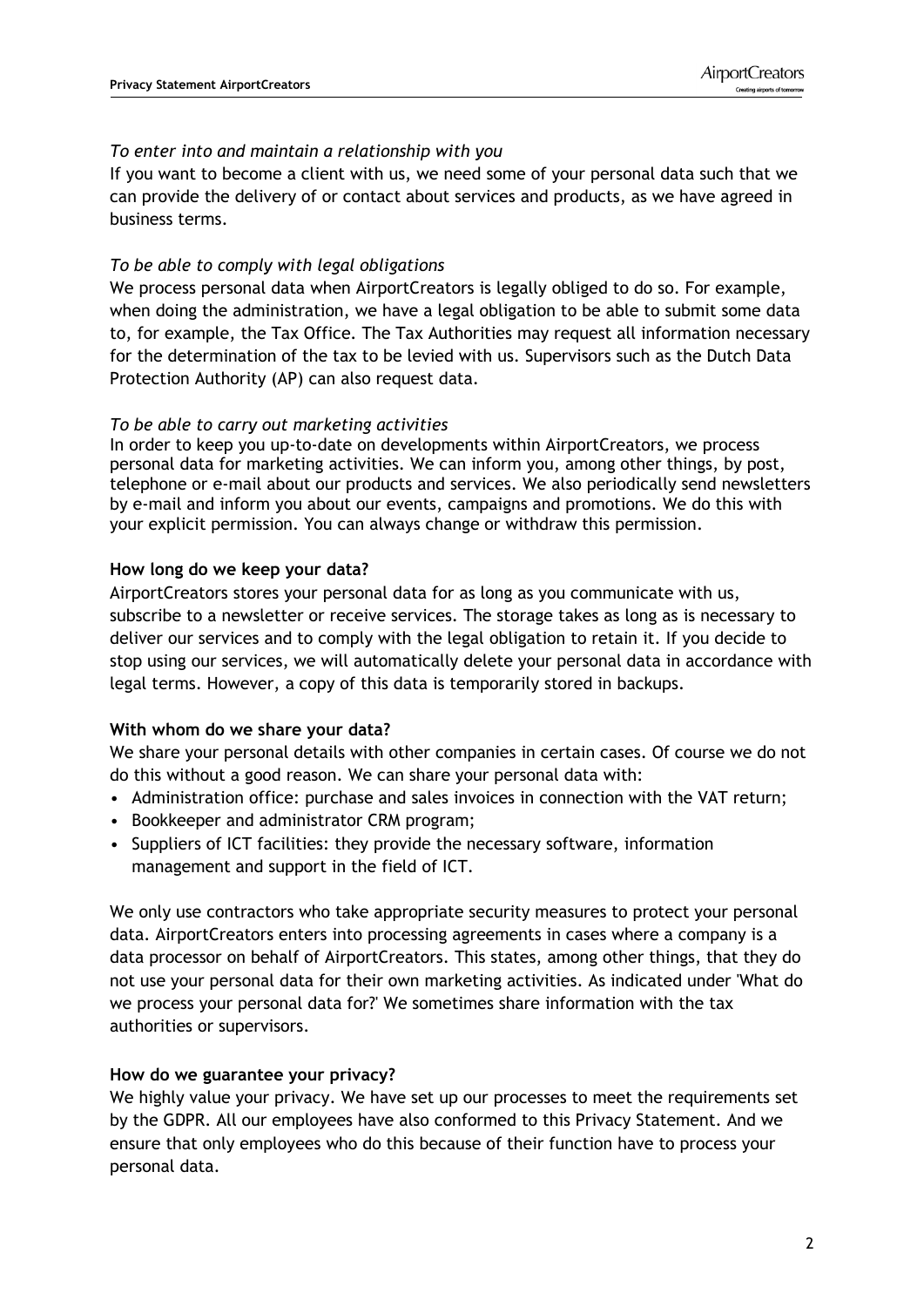*To enter into and maintain a relationship with you*

If you want to become a client with us, we need some of your personal data such that we can provide the delivery of or contact about services and products, as we have agreed in business terms.

*To be able to comply with legal obligations*

We process personal data when AirportCreators is legally obliged to do so. For example, when doing the administration, we have a legal obligation to be able to submit some data to, for example, the Tax Office. The Tax Authorities may request all information necessary for the determination of the tax to be levied with us. Supervisors such as the Dutch Data Protection Authority (AP) can also request data.

*To be able to carry out marketing activities*

In order to keep you up-to-date on developments within AirportCreators, we process personal data for marketing activities. We can inform you, among other things, by post, telephone or e-mail about our products and services. We also periodically send newsletters by e-mail and inform you about our events, campaigns and promotions. We do this with your explicit permission. You can always change or withdraw this permission.

**How long do we keep your data?**

AirportCreators stores your personal data for as long as you communicate with us, subscribe to a newsletter or receive services. The storage takes as long as is necessary to deliver our services and to comply with the legal obligation to retain it. If you decide to stop using our services, we will automatically delete your personal data in accordance with legal terms. However, a copy of this data is temporarily stored in backups.

**With whom do we share your data?**

We share your personal details with other companies in certain cases. Of course we do not do this without a good reason. We can share your personal data with:

- Administration office: purchase and sales invoices in connection with the VAT return;
- Bookkeeper and administrator CRM program;
- Suppliers of ICT facilities: they provide the necessary software, information management and support in the field of ICT.

We only use contractors who take appropriate security measures to protect your personal data. AirportCreators enters into processing agreements in cases where a company is a data processor on behalf of AirportCreators. This states, among other things, that they do not use your personal data for their own marketing activities. As indicated under 'What do we process your personal data for?' We sometimes share information with the tax authorities or supervisors.

**How do we guarantee your privacy?**

We highly value your privacy. We have set up our processes to meet the requirements set by the GDPR. All our employees have also conformed to this Privacy Statement. And we ensure that only employees who do this because of their function have to process your personal data.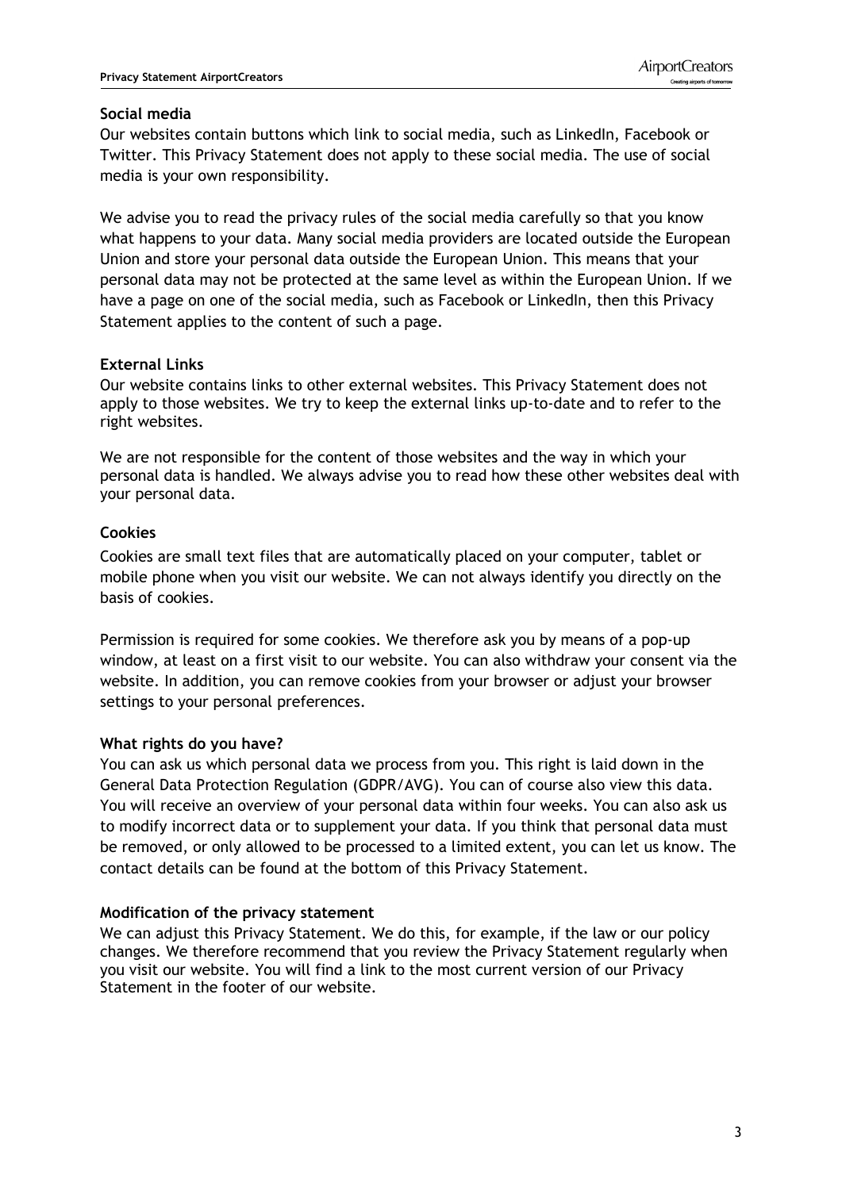**Social media**

Our websites contain buttons which link to social media, such as LinkedIn, Facebook or Twitter. This Privacy Statement does not apply to these social media. The use of social media is your own responsibility.

We advise you to read the privacy rules of the social media carefully so that you know what happens to your data. Many social media providers are located outside the European Union and store your personal data outside the European Union. This means that your personal data may not be protected at the same level as within the European Union. If we have a page on one of the social media, such as Facebook or LinkedIn, then this Privacy Statement applies to the content of such a page.

**External Links**

Our website contains links to other external websites. This Privacy Statement does not apply to those websites. We try to keep the external links up-to-date and to refer to the right websites.

We are not responsible for the content of those websites and the way in which your personal data is handled. We always advise you to read how these other websites deal with your personal data.

**Cookies**

Cookies are small text files that are automatically placed on your computer, tablet or mobile phone when you visit our website. We can not always identify you directly on the basis of cookies.

Permission is required for some cookies. We therefore ask you by means of a pop-up window, at least on a first visit to our website. You can also withdraw your consent via the website. In addition, you can remove cookies from your browser or adjust your browser settings to your personal preferences.

**What rights do you have?**

You can ask us which personal data we process from you. This right is laid down in the General Data Protection Regulation (GDPR/AVG). You can of course also view this data. You will receive an overview of your personal data within four weeks. You can also ask us to modify incorrect data or to supplement your data. If you think that personal data must be removed, or only allowed to be processed to a limited extent, you can let us know. The contact details can be found at the bottom of this Privacy Statement.

**Modification of the privacy statement**

We can adjust this Privacy Statement. We do this, for example, if the law or our policy changes. We therefore recommend that you review the Privacy Statement regularly when you visit our website. You will find a link to the most current version of our Privacy Statement in the footer of our website.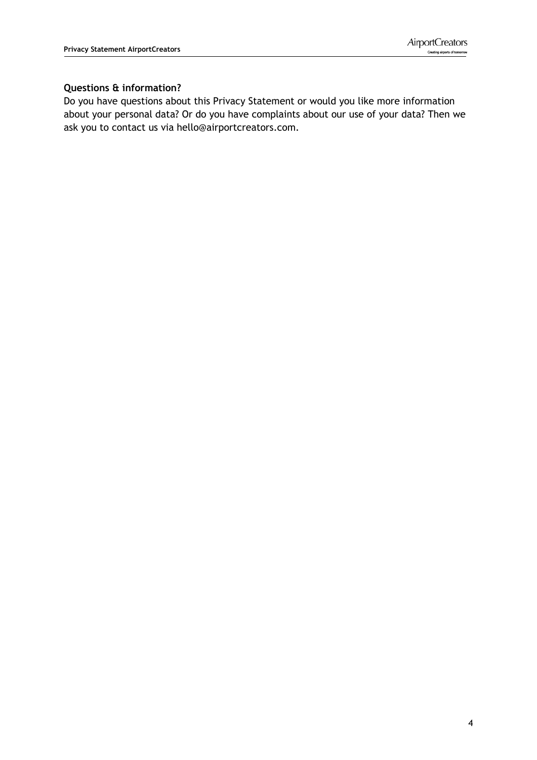**Questions & information?**

Do you have questions about this Privacy Statement or would you like more information about your personal data? Or do you have complaints about our use of your data? Then we ask you to contact us via hello@airportcreators.com.